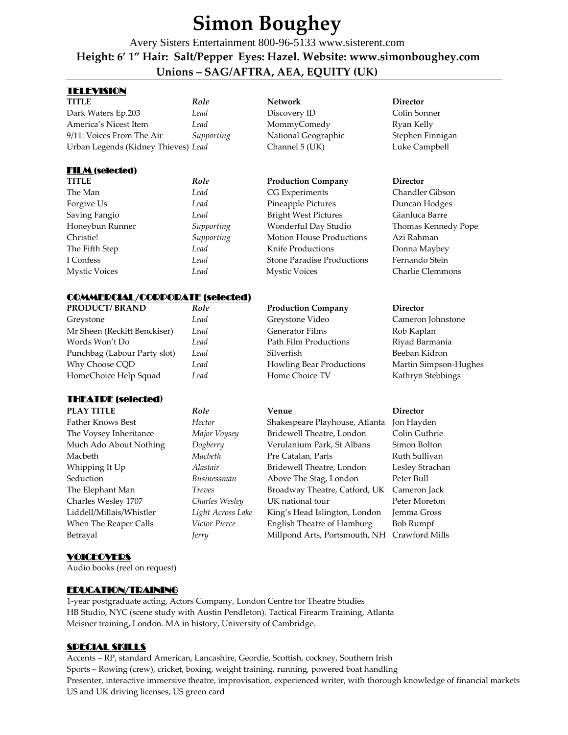# Simon Boughey

Avery Sisters Entertainment 800-96-5133 www.sisterent.com

**Height: 6' 1" Hair: Salt/Pepper Eyes: Hazel. Website: www.simonboughey.com**

**Unions – SAG/AFTRA, AEA, EQUITY (UK)**

## TELEVISION

| TITLE | Role | Network | Director |
|---|---|---|---|
| Dark Waters Ep.203 | *Lead* | Discovery ID | Colin Sonner |
| America's Nicest Item | *Lead* | MommyComedy | Ryan Kelly |
| 9/11: Voices From The Air | *Supporting* | National Geographic | Stephen Finnigan |
| Urban Legends (Kidney Thieves) | *Lead* | Channel 5 (UK) | Luke Campbell |

## FILM (selected)

| TITLE | Role | Production Company | Director |
|---|---|---|---|
| The Man | *Lead* | CG Experiments | Chandler Gibson |
| Forgive Us | *Lead* | Pineapple Pictures | Duncan Hodges |
| Saving Fangio | *Lead* | Bright West Pictures | Gianluca Barre |
| Honeybun Runner | *Supporting* | Wonderful Day Studio | Thomas Kennedy Pope |
| Christie! | *Supporting* | Motion House Productions | Azi Rahman |
| The Fifth Step | *Lead* | Knife Productions | Donna Maybey |
| I Confess | *Lead* | Stone Paradise Productions | Fernando Stein |
| Mystic Voices | *Lead* | Mystic Voices | Charlie Clemmons |

## COMMERCIAL/CORPORATE (selected)

| PRODUCT/ BRAND | Role | Production Company | Director |
|---|---|---|---|
| Greystone | *Lead* | Greystone Video | Cameron Johnstone |
| Mr Sheen (Reckitt Benckiser) | *Lead* | Generator Films | Rob Kaplan |
| Words Won't Do | *Lead* | Path Film Productions | Riyad Barmania |
| Punchbag (Labour Party slot) | *Lead* | Silverfish | Beeban Kidron |
| Why Choose CQD | *Lead* | Howling Bear Productions | Martin Simpson-Hughes |
| HomeChoice Help Squad | *Lead* | Home Choice TV | Kathryn Stebbings |

## THEATRE (selected)

| PLAY TITLE | Role | Venue | Director |
|---|---|---|---|
| Father Knows Best | *Hector* | Shakespeare Playhouse, Atlanta | Jon Hayden |
| The Voysey Inheritance | *Major Voysey* | Bridewell Theatre, London | Colin Guthrie |
| Much Ado About Nothing | *Dogberry* | Verulanium Park, St Albans | Simon Bolton |
| Macbeth | *Macbeth* | Pre Catalan, Paris | Ruth Sullivan |
| Whipping It Up | *Alastair* | Bridewell Theatre, London | Lesley Strachan |
| Seduction | *Businessman* | Above The Stag, London | Peter Bull |
| The Elephant Man | *Treves* | Broadway Theatre, Catford, UK | Cameron Jack |
| Charles Wesley 1707 | *Charles Wesley* | UK national tour | Peter Moreton |
| Liddell/Millais/Whistler | *Light Across Lake* | King's Head Islington, London | Jemma Gross |
| When The Reaper Calls | *Victor Pierce* | English Theatre of Hamburg | Bob Rumpf |
| Betrayal | *Jerry* | Millpond Arts, Portsmouth, NH | Crawford Mills |

## VOICEOVERS

Audio books (reel on request)

## EDUCATION/TRAINING

1-year postgraduate acting, Actors Company, London Centre for Theatre Studies
HB Studio, NYC (scene study with Austin Pendleton). Tactical Firearm Training, Atlanta
Meisner training, London. MA in history, University of Cambridge.

## SPECIAL SKILLS

Accents – RP, standard American, Lancashire, Geordie, Scottish, cockney, Southern Irish
Sports – Rowing (crew), cricket, boxing, weight training, running, powered boat handling
Presenter, interactive immersive theatre, improvisation, experienced writer, with thorough knowledge of financial markets
US and UK driving licenses, US green card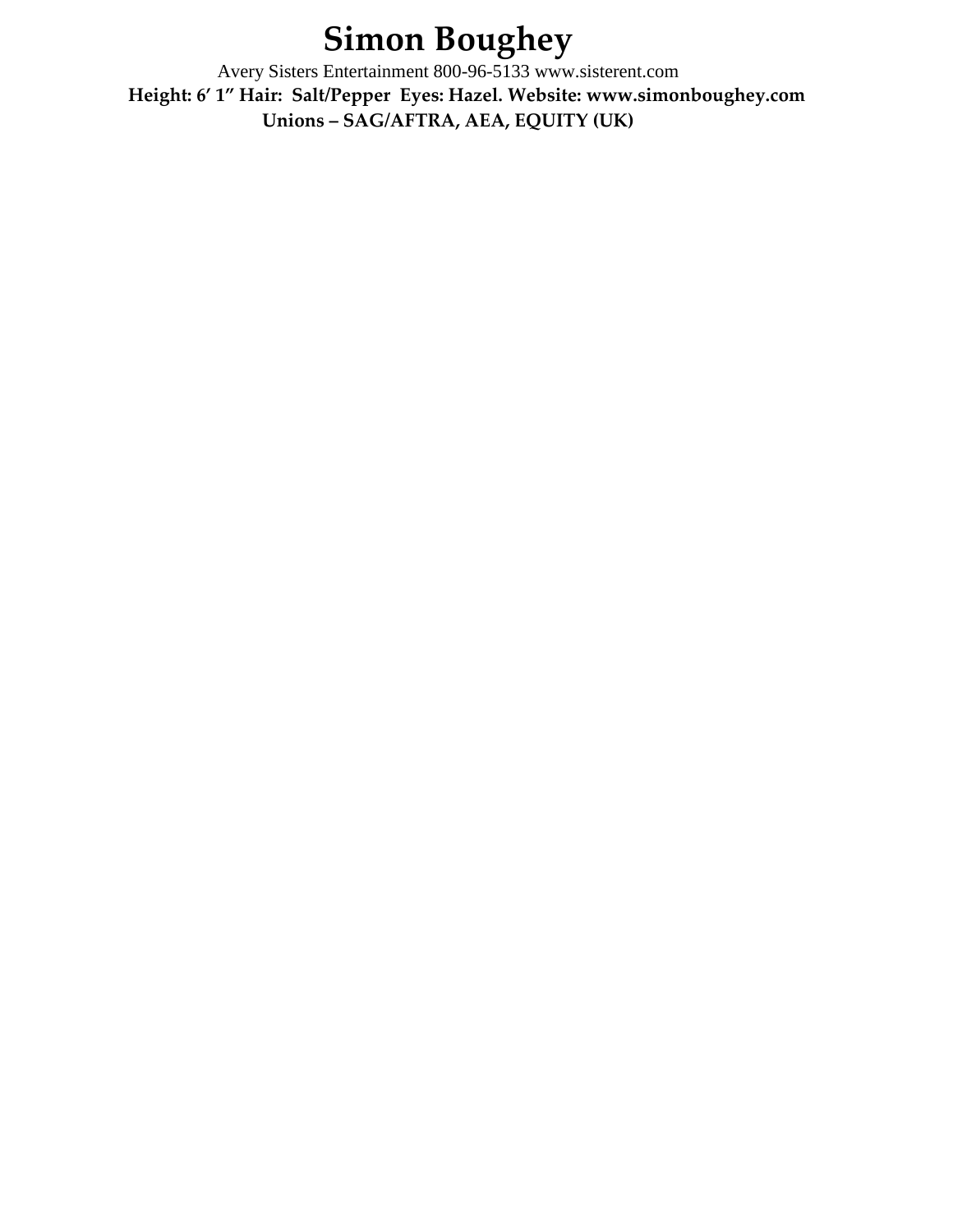# Simon Boughey

Avery Sisters Entertainment 800-96-5133 www.sisterent.com

**Height: 6′ 1″ Hair: Salt/Pepper Eyes: Hazel. Website: www.simonboughey.com**

**Unions – SAG/AFTRA, AEA, EQUITY (UK)**